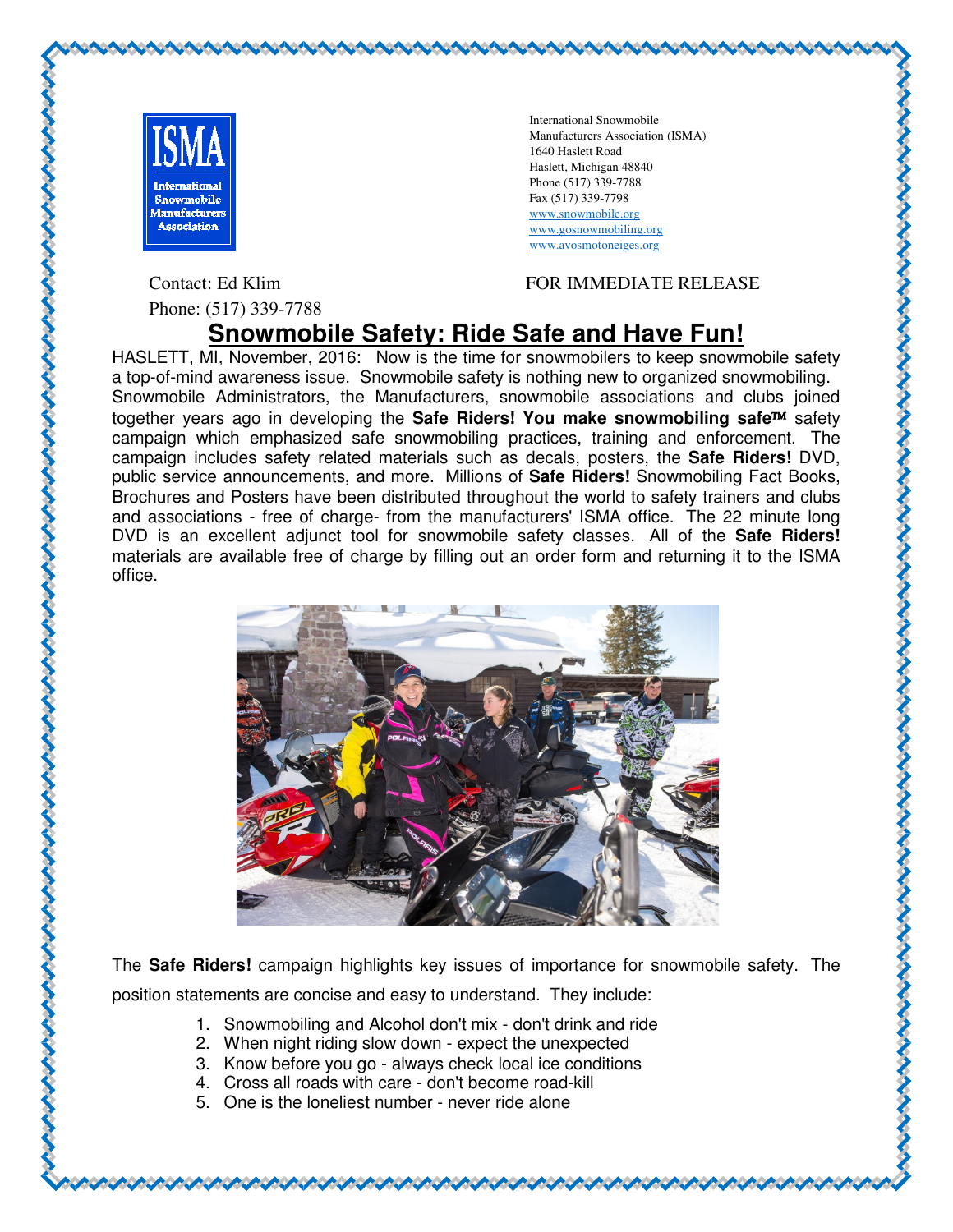ISMA International Snowmobile Manufacturers Association

International Snowmobile
Manufacturers Association (ISMA)
1640 Haslett Road
Haslett, Michigan 48840
Phone (517) 339-7788
Fax (517) 339-7798
www.snowmobile.org
www.gosnowmobiling.org
www.avosmotoneiges.org

Contact: Ed Klim
Phone: (517) 339-7788

FOR IMMEDIATE RELEASE

# Snowmobile Safety: Ride Safe and Have Fun!

HASLETT, MI, November, 2016: Now is the time for snowmobilers to keep snowmobile safety a top-of-mind awareness issue. Snowmobile safety is nothing new to organized snowmobiling. Snowmobile Administrators, the Manufacturers, snowmobile associations and clubs joined together years ago in developing the **Safe Riders! You make snowmobiling safe™** safety campaign which emphasized safe snowmobiling practices, training and enforcement. The campaign includes safety related materials such as decals, posters, the **Safe Riders!** DVD, public service announcements, and more. Millions of **Safe Riders!** Snowmobiling Fact Books, Brochures and Posters have been distributed throughout the world to safety trainers and clubs and associations - free of charge- from the manufacturers' ISMA office. The 22 minute long DVD is an excellent adjunct tool for snowmobile safety classes. All of the **Safe Riders!** materials are available free of charge by filling out an order form and returning it to the ISMA office.

The **Safe Riders!** campaign highlights key issues of importance for snowmobile safety. The position statements are concise and easy to understand. They include:

1. Snowmobiling and Alcohol don't mix - don't drink and ride
2. When night riding slow down - expect the unexpected
3. Know before you go - always check local ice conditions
4. Cross all roads with care - don't become road-kill
5. One is the loneliest number - never ride alone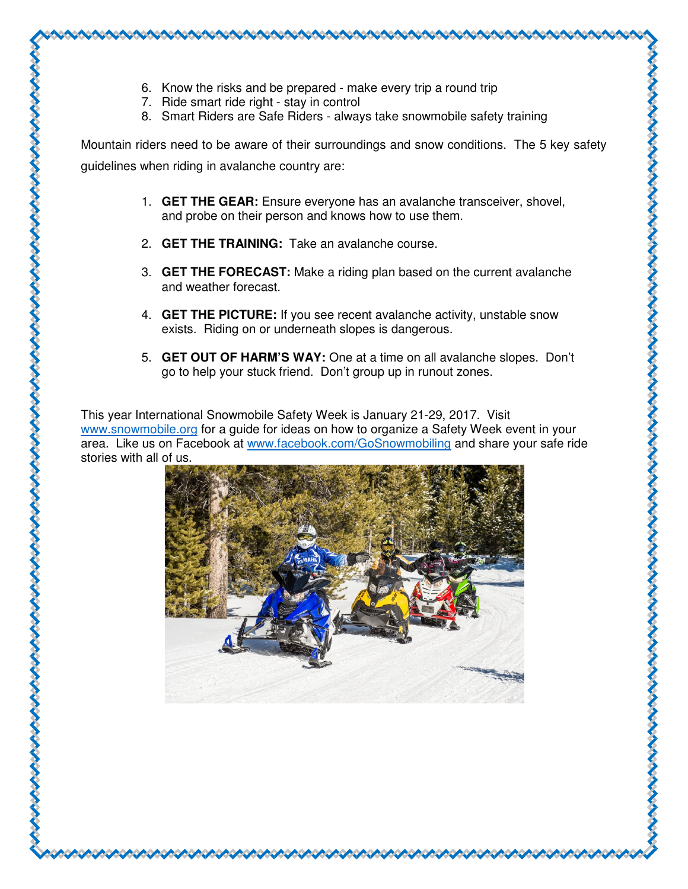6. Know the risks and be prepared - make every trip a round trip
7. Ride smart ride right - stay in control
8. Smart Riders are Safe Riders - always take snowmobile safety training

Mountain riders need to be aware of their surroundings and snow conditions. The 5 key safety guidelines when riding in avalanche country are:

1. **GET THE GEAR:** Ensure everyone has an avalanche transceiver, shovel, and probe on their person and knows how to use them.

2. **GET THE TRAINING:** Take an avalanche course.

3. **GET THE FORECAST:** Make a riding plan based on the current avalanche and weather forecast.

4. **GET THE PICTURE:** If you see recent avalanche activity, unstable snow exists. Riding on or underneath slopes is dangerous.

5. **GET OUT OF HARM'S WAY:** One at a time on all avalanche slopes. Don't go to help your stuck friend. Don't group up in runout zones.

This year International Snowmobile Safety Week is January 21-29, 2017. Visit www.snowmobile.org for a guide for ideas on how to organize a Safety Week event in your area. Like us on Facebook at www.facebook.com/GoSnowmobiling and share your safe ride stories with all of us.